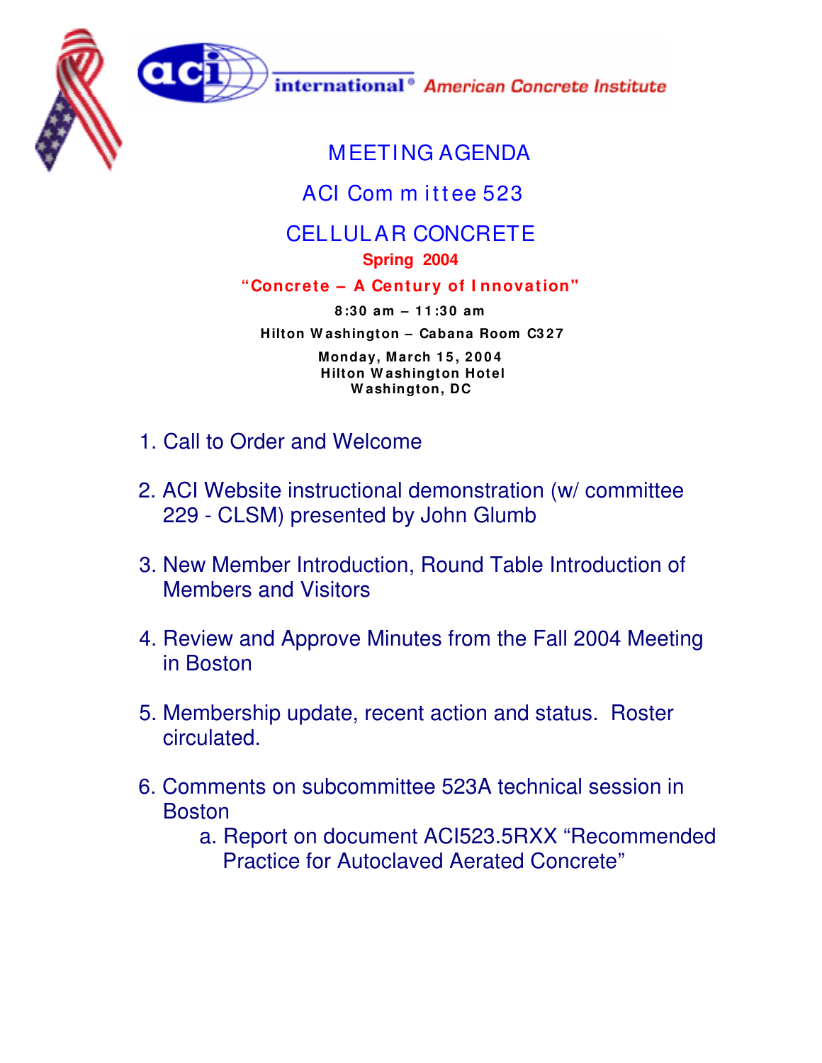aci international® American Concrete Institute

# MEETING AGENDA

## ACI Committee 523

## CELLULAR CONCRETE

**Spring 2004**

**"Concrete – A Century of Innovation"**

**8:30 am – 11:30 am**

**Hilton Washington – Cabana Room C327**

**Monday, March 15, 2004**
**Hilton Washington Hotel**
**Washington, DC**

1. Call to Order and Welcome

2. ACI Website instructional demonstration (w/ committee 229 - CLSM) presented by John Glumb

3. New Member Introduction, Round Table Introduction of Members and Visitors

4. Review and Approve Minutes from the Fall 2004 Meeting in Boston

5. Membership update, recent action and status. Roster circulated.

6. Comments on subcommittee 523A technical session in Boston
   a. Report on document ACI523.5RXX "Recommended Practice for Autoclaved Aerated Concrete"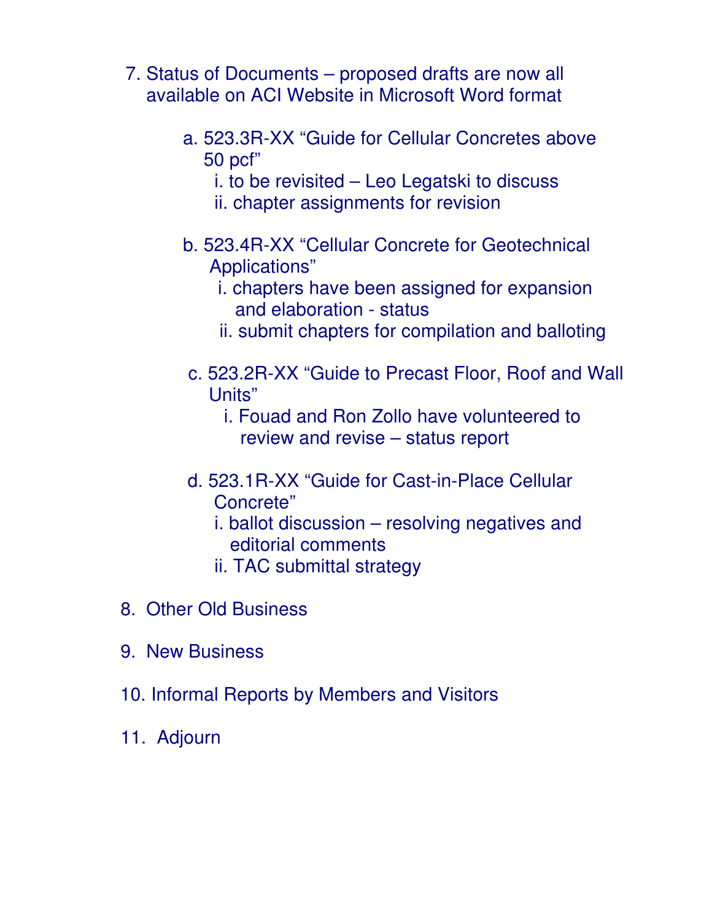7. Status of Documents – proposed drafts are now all available on ACI Website in Microsoft Word format

    a. 523.3R-XX "Guide for Cellular Concretes above 50 pcf"
        i. to be revisited – Leo Legatski to discuss
        ii. chapter assignments for revision

    b. 523.4R-XX "Cellular Concrete for Geotechnical Applications"
        i. chapters have been assigned for expansion and elaboration - status
        ii. submit chapters for compilation and balloting

    c. 523.2R-XX "Guide to Precast Floor, Roof and Wall Units"
        i. Fouad and Ron Zollo have volunteered to review and revise – status report

    d. 523.1R-XX "Guide for Cast-in-Place Cellular Concrete"
        i. ballot discussion – resolving negatives and editorial comments
        ii. TAC submittal strategy

8. Other Old Business

9. New Business

10. Informal Reports by Members and Visitors

11. Adjourn